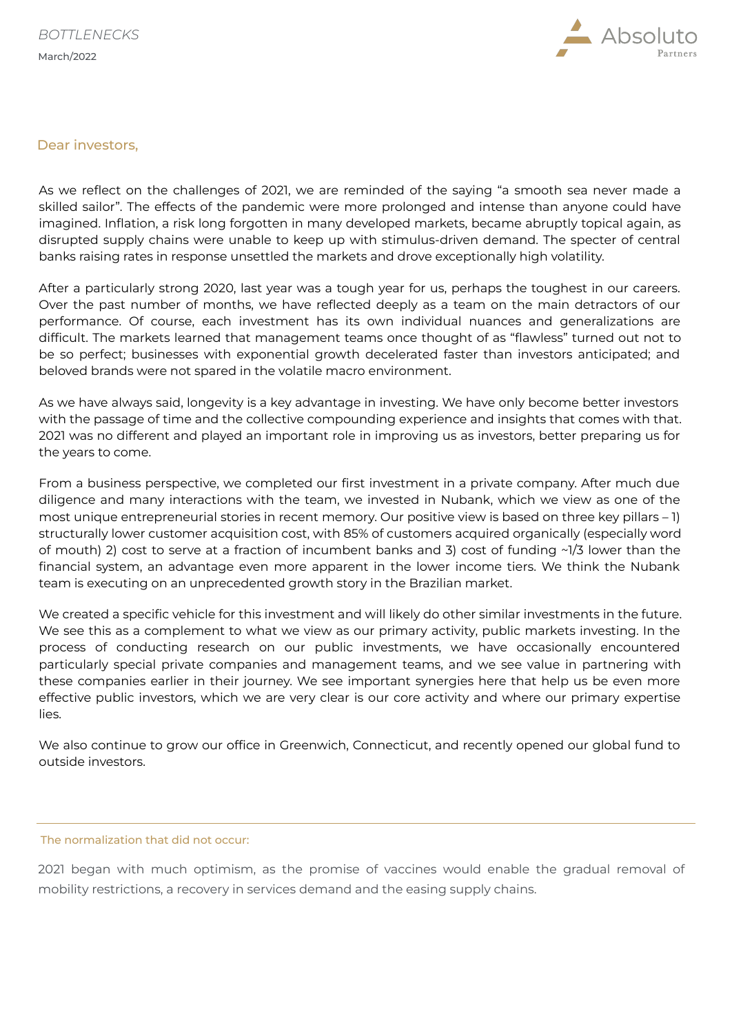*BOTTLENECKS*

March/2022

Dear investors,

As we reflect on the challenges of 2021, we are reminded of the saying "a smooth sea never made a skilled sailor". The effects of the pandemic were more prolonged and intense than anyone could have imagined. Inflation, a risk long forgotten in many developed markets, became abruptly topical again, as disrupted supply chains were unable to keep up with stimulus-driven demand. The specter of central banks raising rates in response unsettled the markets and drove exceptionally high volatility.

After a particularly strong 2020, last year was a tough year for us, perhaps the toughest in our careers. Over the past number of months, we have reflected deeply as a team on the main detractors of our performance. Of course, each investment has its own individual nuances and generalizations are difficult. The markets learned that management teams once thought of as "flawless" turned out not to be so perfect; businesses with exponential growth decelerated faster than investors anticipated; and beloved brands were not spared in the volatile macro environment.

As we have always said, longevity is a key advantage in investing. We have only become better investors with the passage of time and the collective compounding experience and insights that comes with that. 2021 was no different and played an important role in improving us as investors, better preparing us for the years to come.

From a business perspective, we completed our first investment in a private company. After much due diligence and many interactions with the team, we invested in Nubank, which we view as one of the most unique entrepreneurial stories in recent memory. Our positive view is based on three key pillars – 1) structurally lower customer acquisition cost, with 85% of customers acquired organically (especially word of mouth) 2) cost to serve at a fraction of incumbent banks and 3) cost of funding ~1/3 lower than the financial system, an advantage even more apparent in the lower income tiers. We think the Nubank team is executing on an unprecedented growth story in the Brazilian market.

We created a specific vehicle for this investment and will likely do other similar investments in the future. We see this as a complement to what we view as our primary activity, public markets investing. In the process of conducting research on our public investments, we have occasionally encountered particularly special private companies and management teams, and we see value in partnering with these companies earlier in their journey. We see important synergies here that help us be even more effective public investors, which we are very clear is our core activity and where our primary expertise lies.

We also continue to grow our office in Greenwich, Connecticut, and recently opened our global fund to outside investors.

---

## The normalization that did not occur:

2021 began with much optimism, as the promise of vaccines would enable the gradual removal of mobility restrictions, a recovery in services demand and the easing supply chains.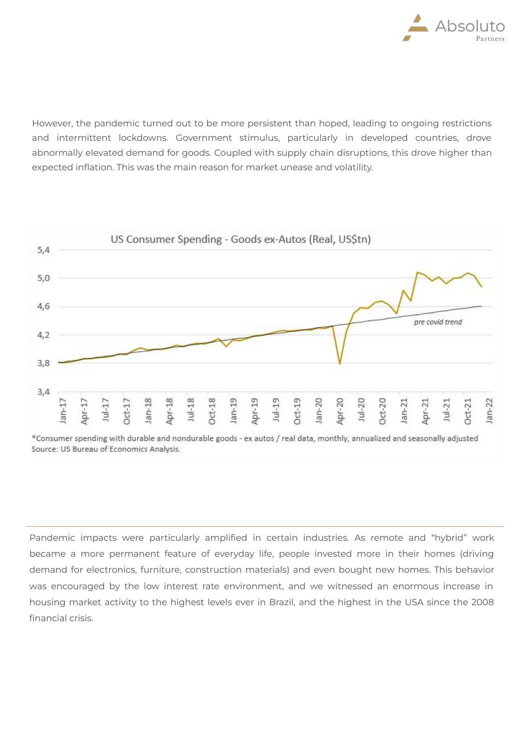However, the pandemic turned out to be more persistent than hoped, leading to ongoing restrictions and intermittent lockdowns. Government stimulus, particularly in developed countries, drove abnormally elevated demand for goods. Coupled with supply chain disruptions, this drove higher than expected inflation. This was the main reason for market unease and volatility.

US Consumer Spending - Goods ex-Autos (Real, US$tn)

*Consumer spending with durable and nondurable goods - ex autos / real data, monthly, annualized and seasonally adjusted
Source: US Bureau of Economics Analysis.

Pandemic impacts were particularly amplified in certain industries. As remote and "hybrid" work became a more permanent feature of everyday life, people invested more in their homes (driving demand for electronics, furniture, construction materials) and even bought new homes. This behavior was encouraged by the low interest rate environment, and we witnessed an enormous increase in housing market activity to the highest levels ever in Brazil, and the highest in the USA since the 2008 financial crisis.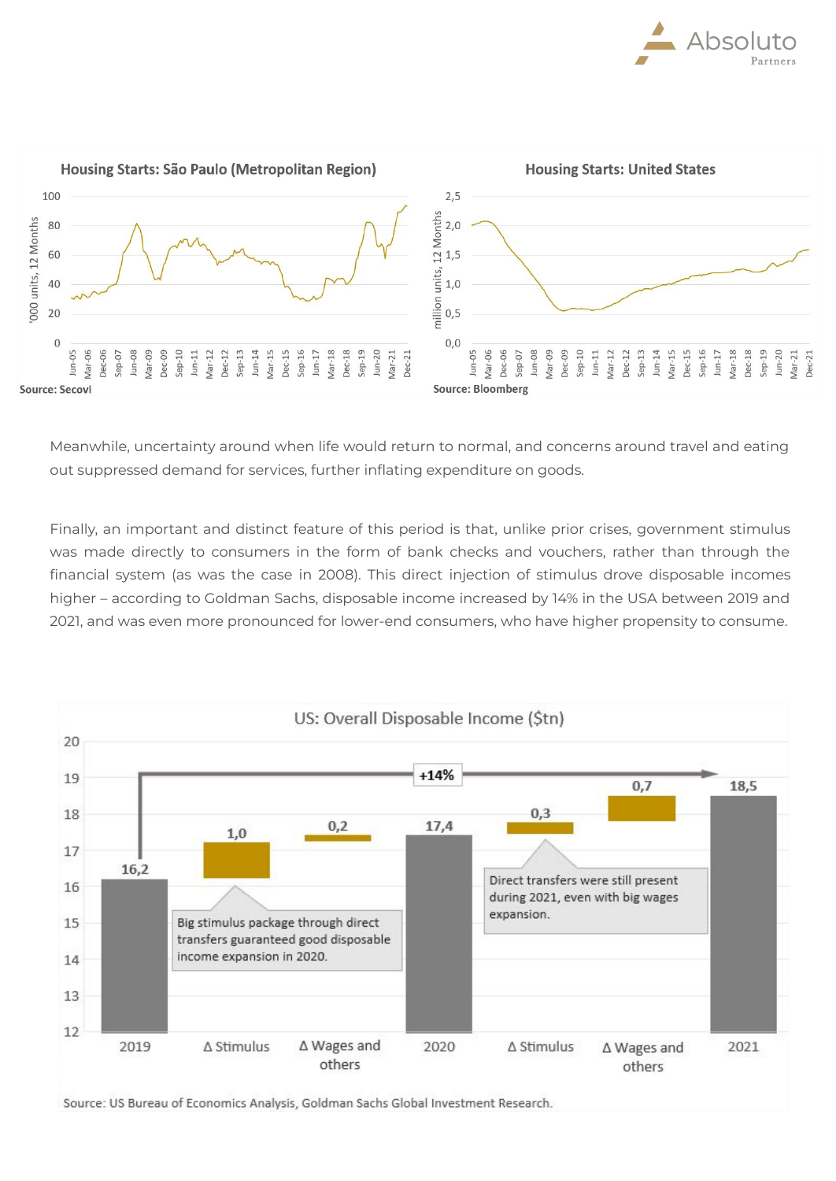Meanwhile, uncertainty around when life would return to normal, and concerns around travel and eating out suppressed demand for services, further inflating expenditure on goods.

Finally, an important and distinct feature of this period is that, unlike prior crises, government stimulus was made directly to consumers in the form of bank checks and vouchers, rather than through the financial system (as was the case in 2008). This direct injection of stimulus drove disposable incomes higher – according to Goldman Sachs, disposable income increased by 14% in the USA between 2019 and 2021, and was even more pronounced for lower-end consumers, who have higher propensity to consume.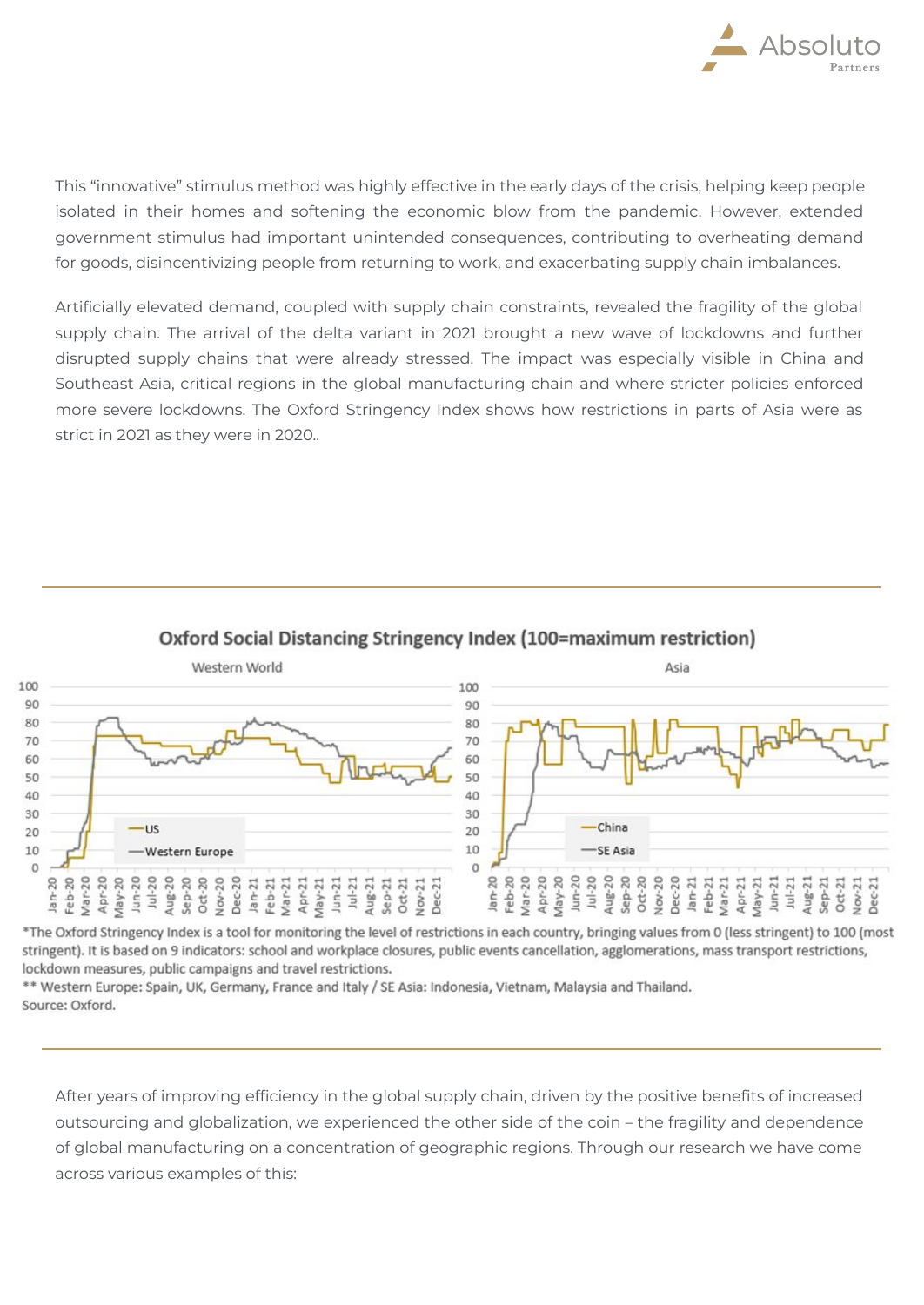This “innovative” stimulus method was highly effective in the early days of the crisis, helping keep people isolated in their homes and softening the economic blow from the pandemic. However, extended government stimulus had important unintended consequences, contributing to overheating demand for goods, disincentivizing people from returning to work, and exacerbating supply chain imbalances.

Artificially elevated demand, coupled with supply chain constraints, revealed the fragility of the global supply chain. The arrival of the delta variant in 2021 brought a new wave of lockdowns and further disrupted supply chains that were already stressed. The impact was especially visible in China and Southeast Asia, critical regions in the global manufacturing chain and where stricter policies enforced more severe lockdowns. The Oxford Stringency Index shows how restrictions in parts of Asia were as strict in 2021 as they were in 2020..

**Oxford Social Distancing Stringency Index (100=maximum restriction)**

*The Oxford Stringency Index is a tool for monitoring the level of restrictions in each country, bringing values from 0 (less stringent) to 100 (most stringent). It is based on 9 indicators: school and workplace closures, public events cancellation, agglomerations, mass transport restrictions, lockdown measures, public campaigns and travel restrictions.
** Western Europe: Spain, UK, Germany, France and Italy / SE Asia: Indonesia, Vietnam, Malaysia and Thailand.
Source: Oxford.

After years of improving efficiency in the global supply chain, driven by the positive benefits of increased outsourcing and globalization, we experienced the other side of the coin – the fragility and dependence of global manufacturing on a concentration of geographic regions. Through our research we have come across various examples of this: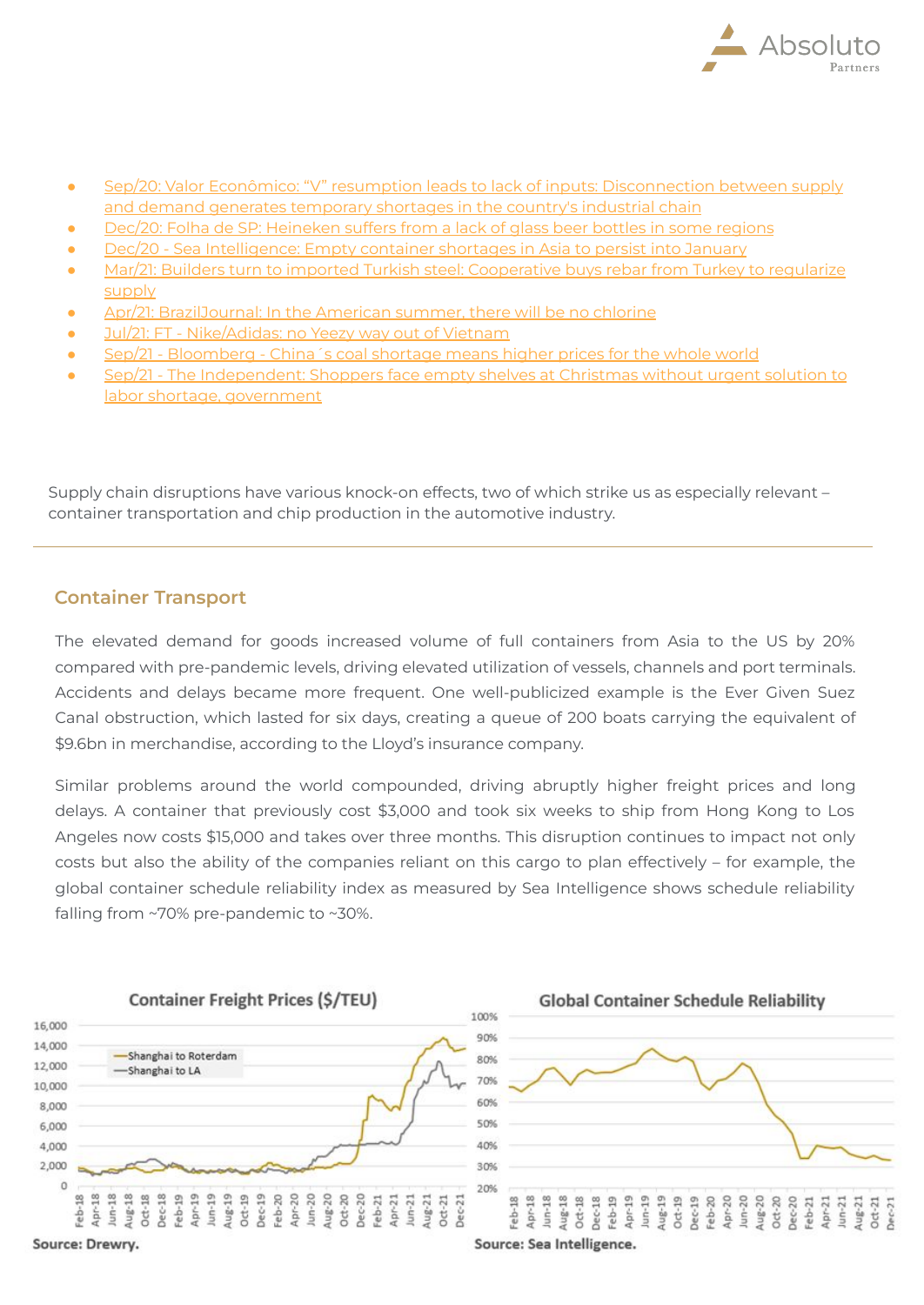- Sep/20: Valor Econômico: "V" resumption leads to lack of inputs: Disconnection between supply and demand generates temporary shortages in the country's industrial chain
- Dec/20: Folha de SP: Heineken suffers from a lack of glass beer bottles in some regions
- Dec/20 - Sea Intelligence: Empty container shortages in Asia to persist into January
- Mar/21: Builders turn to imported Turkish steel: Cooperative buys rebar from Turkey to regularize supply
- Apr/21: BrazilJournal: In the American summer, there will be no chlorine
- Jul/21: FT - Nike/Adidas: no Yeezy way out of Vietnam
- Sep/21 - Bloomberg - China´s coal shortage means higher prices for the whole world
- Sep/21 - The Independent: Shoppers face empty shelves at Christmas without urgent solution to labor shortage, government

Supply chain disruptions have various knock-on effects, two of which strike us as especially relevant – container transportation and chip production in the automotive industry.

## Container Transport

The elevated demand for goods increased volume of full containers from Asia to the US by 20% compared with pre-pandemic levels, driving elevated utilization of vessels, channels and port terminals. Accidents and delays became more frequent. One well-publicized example is the Ever Given Suez Canal obstruction, which lasted for six days, creating a queue of 200 boats carrying the equivalent of $9.6bn in merchandise, according to the Lloyd's insurance company.

Similar problems around the world compounded, driving abruptly higher freight prices and long delays. A container that previously cost $3,000 and took six weeks to ship from Hong Kong to Los Angeles now costs $15,000 and takes over three months. This disruption continues to impact not only costs but also the ability of the companies reliant on this cargo to plan effectively – for example, the global container schedule reliability index as measured by Sea Intelligence shows schedule reliability falling from ~70% pre-pandemic to ~30%.

**Container Freight Prices ($/TEU)**

Source: Drewry.

**Global Container Schedule Reliability**

Source: Sea Intelligence.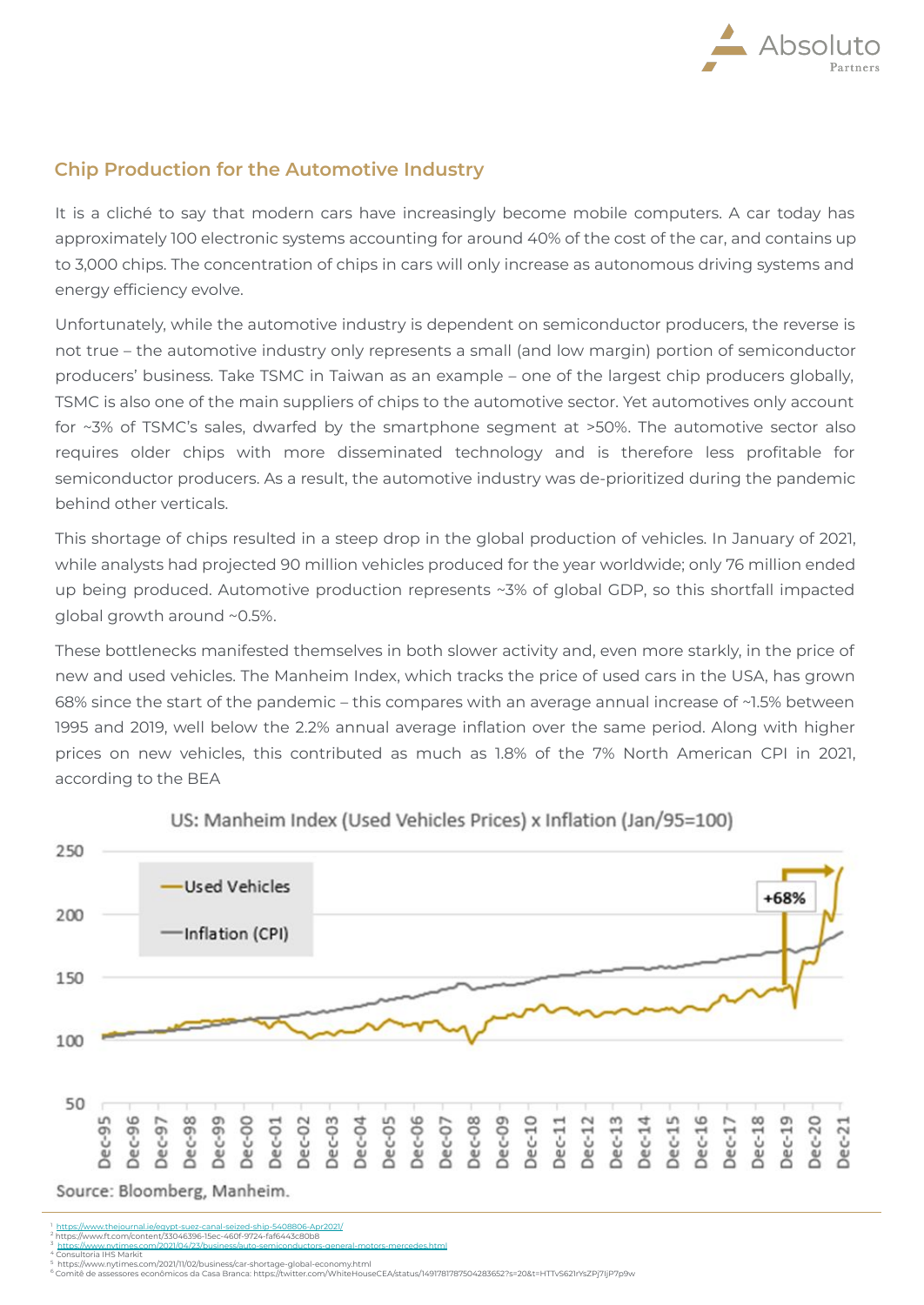## Chip Production for the Automotive Industry

It is a cliché to say that modern cars have increasingly become mobile computers. A car today has approximately 100 electronic systems accounting for around 40% of the cost of the car, and contains up to 3,000 chips. The concentration of chips in cars will only increase as autonomous driving systems and energy efficiency evolve.

Unfortunately, while the automotive industry is dependent on semiconductor producers, the reverse is not true – the automotive industry only represents a small (and low margin) portion of semiconductor producers' business. Take TSMC in Taiwan as an example – one of the largest chip producers globally, TSMC is also one of the main suppliers of chips to the automotive sector. Yet automotives only account for ~3% of TSMC's sales, dwarfed by the smartphone segment at >50%. The automotive sector also requires older chips with more disseminated technology and is therefore less profitable for semiconductor producers. As a result, the automotive industry was de-prioritized during the pandemic behind other verticals.

This shortage of chips resulted in a steep drop in the global production of vehicles. In January of 2021, while analysts had projected 90 million vehicles produced for the year worldwide; only 76 million ended up being produced. Automotive production represents ~3% of global GDP, so this shortfall impacted global growth around ~0.5%.

These bottlenecks manifested themselves in both slower activity and, even more starkly, in the price of new and used vehicles. The Manheim Index, which tracks the price of used cars in the USA, has grown 68% since the start of the pandemic – this compares with an average annual increase of ~1.5% between 1995 and 2019, well below the 2.2% annual average inflation over the same period. Along with higher prices on new vehicles, this contributed as much as 1.8% of the 7% North American CPI in 2021, according to the BEA

US: Manheim Index (Used Vehicles Prices) x Inflation (Jan/95=100)

Source: Bloomberg, Manheim.

[1] https://www.thejournal.ie/egypt-suez-canal-seized-ship-5408806-Apr2021/
[2] https://www.ft.com/content/33046396-15ec-460f-9724-faf6443c80b8
[3] https://www.nytimes.com/2021/04/23/business/auto-semiconductors-general-motors-mercedes.html
[4] Consultoria IHS Markit
[5] https://www.nytimes.com/2021/11/02/business/car-shortage-global-economy.html
[6] Comitê de assessores econômicos da Casa Branca: https://twitter.com/WhiteHouseCEA/status/1491781787504283652?s=20&t=HTTvS621rYsZPj71jP7p9w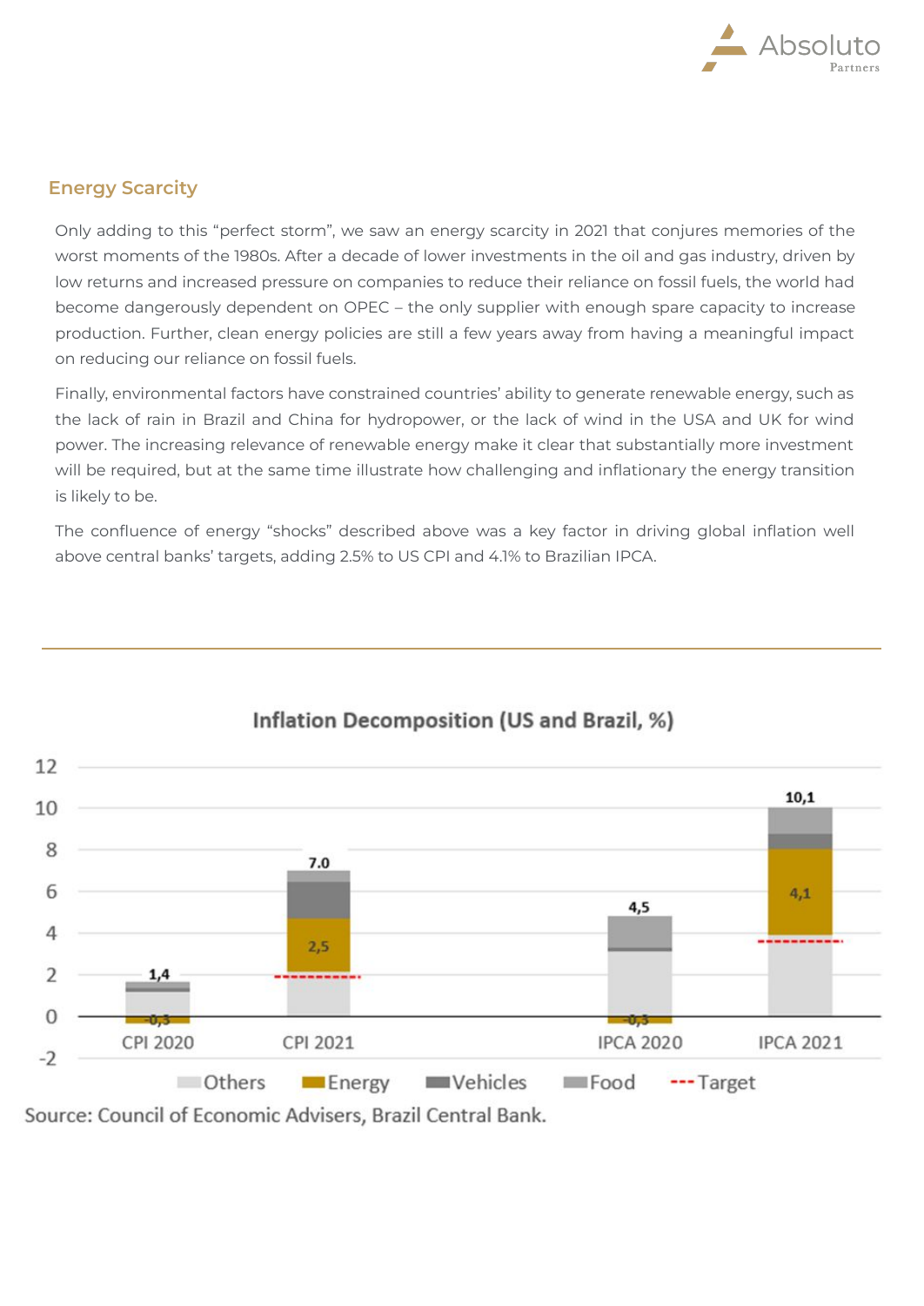## Energy Scarcity

Only adding to this "perfect storm", we saw an energy scarcity in 2021 that conjures memories of the worst moments of the 1980s. After a decade of lower investments in the oil and gas industry, driven by low returns and increased pressure on companies to reduce their reliance on fossil fuels, the world had become dangerously dependent on OPEC – the only supplier with enough spare capacity to increase production. Further, clean energy policies are still a few years away from having a meaningful impact on reducing our reliance on fossil fuels.

Finally, environmental factors have constrained countries' ability to generate renewable energy, such as the lack of rain in Brazil and China for hydropower, or the lack of wind in the USA and UK for wind power. The increasing relevance of renewable energy make it clear that substantially more investment will be required, but at the same time illustrate how challenging and inflationary the energy transition is likely to be.

The confluence of energy "shocks" described above was a key factor in driving global inflation well above central banks' targets, adding 2.5% to US CPI and 4.1% to Brazilian IPCA.

**Inflation Decomposition (US and Brazil, %)**

| | CPI 2020 | CPI 2021 | IPCA 2020 | IPCA 2021 |
|---|---|---|---|---|
| Total | 1,4 | 7.0 | 4,5 | 10,1 |
| Energy | -0,3 | 2,5 | -0,3 | 4,1 |

Legend: Others, Energy, Vehicles, Food, Target

Source: Council of Economic Advisers, Brazil Central Bank.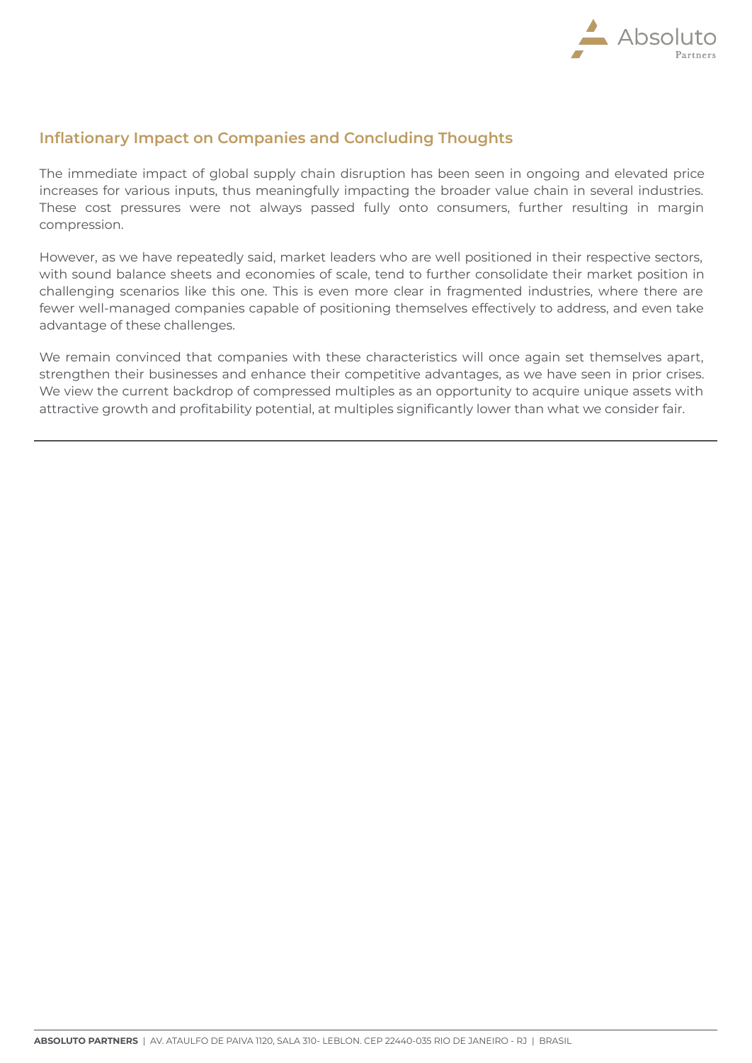## Inflationary Impact on Companies and Concluding Thoughts

The immediate impact of global supply chain disruption has been seen in ongoing and elevated price increases for various inputs, thus meaningfully impacting the broader value chain in several industries. These cost pressures were not always passed fully onto consumers, further resulting in margin compression.

However, as we have repeatedly said, market leaders who are well positioned in their respective sectors, with sound balance sheets and economies of scale, tend to further consolidate their market position in challenging scenarios like this one. This is even more clear in fragmented industries, where there are fewer well-managed companies capable of positioning themselves effectively to address, and even take advantage of these challenges.

We remain convinced that companies with these characteristics will once again set themselves apart, strengthen their businesses and enhance their competitive advantages, as we have seen in prior crises. We view the current backdrop of compressed multiples as an opportunity to acquire unique assets with attractive growth and profitability potential, at multiples significantly lower than what we consider fair.